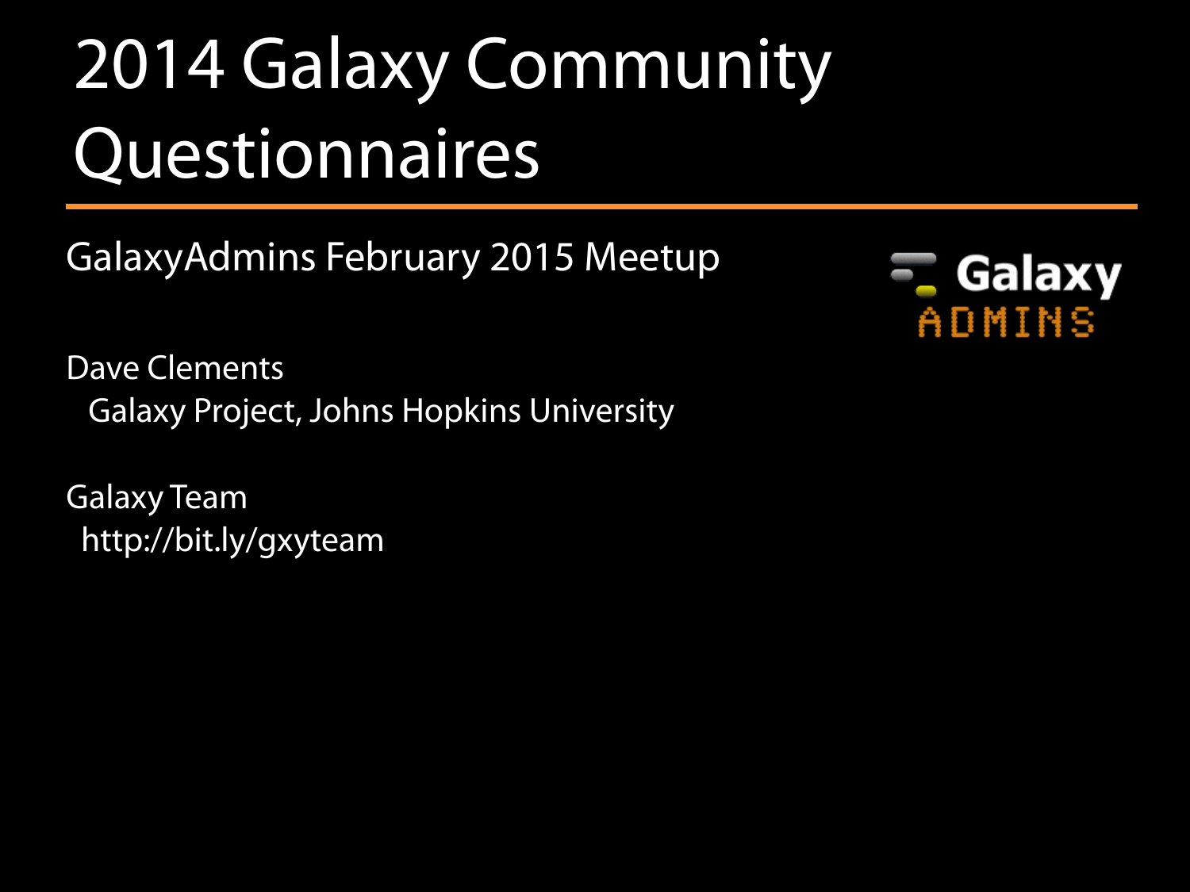# 2014 Galaxy Community Questionnaires

GalaxyAdmins February 2015 Meetup

Galaxy ADMINS

Dave Clements
Galaxy Project, Johns Hopkins University

Galaxy Team
http://bit.ly/gxyteam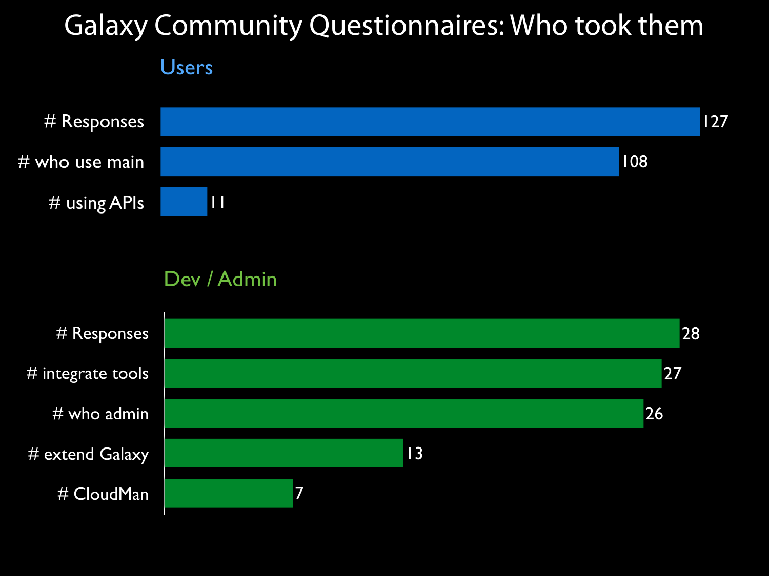# Galaxy Community Questionnaires: Who took them

## Users

| | |
|---|---|
| # Responses | 127 |
| # who use main | 108 |
| # using APIs | 11 |

## Dev / Admin

| | |
|---|---|
| # Responses | 28 |
| # integrate tools | 27 |
| # who admin | 26 |
| # extend Galaxy | 13 |
| # CloudMan | 7 |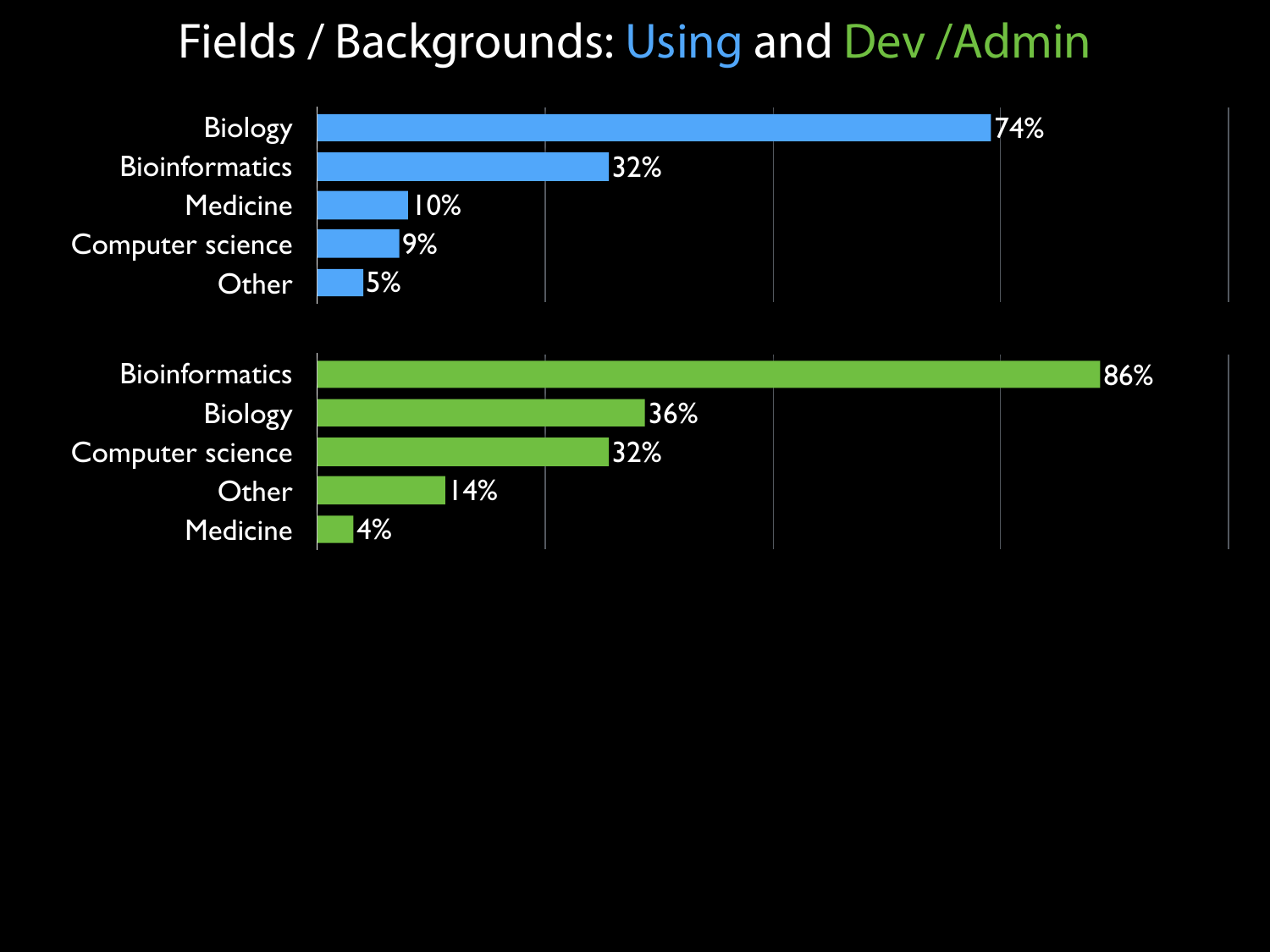# Fields / Backgrounds: Using and Dev /Admin

**Using**

| Field | Percentage |
| --- | --- |
| Biology | 74% |
| Bioinformatics | 32% |
| Medicine | 10% |
| Computer science | 9% |
| Other | 5% |

**Dev /Admin**

| Field | Percentage |
| --- | --- |
| Bioinformatics | 86% |
| Biology | 36% |
| Computer science | 32% |
| Other | 14% |
| Medicine | 4% |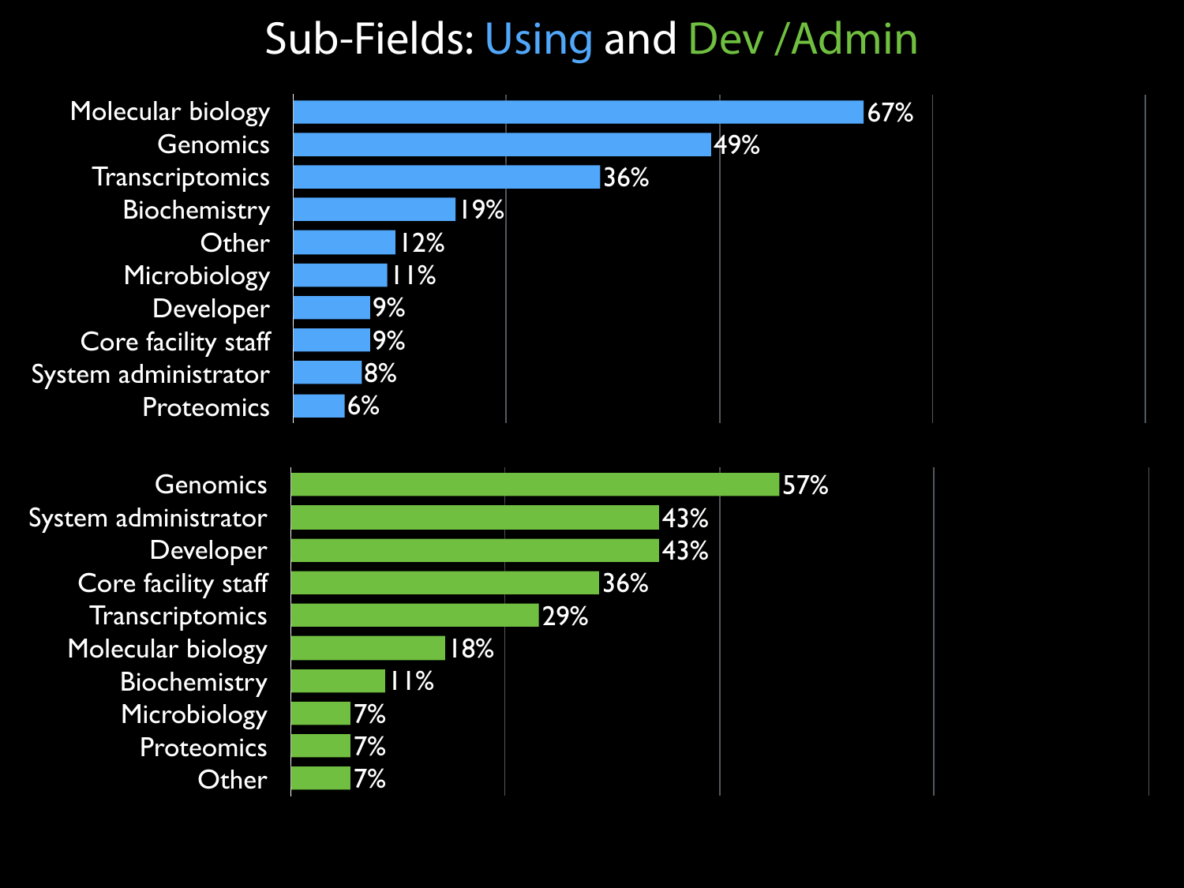# Sub-Fields: Using and Dev /Admin

**Using**

| Sub-field | Percentage |
|---|---|
| Molecular biology | 67% |
| Genomics | 49% |
| Transcriptomics | 36% |
| Biochemistry | 19% |
| Other | 12% |
| Microbiology | 11% |
| Developer | 9% |
| Core facility staff | 9% |
| System administrator | 8% |
| Proteomics | 6% |

**Dev /Admin**

| Sub-field | Percentage |
|---|---|
| Genomics | 57% |
| System administrator | 43% |
| Developer | 43% |
| Core facility staff | 36% |
| Transcriptomics | 29% |
| Molecular biology | 18% |
| Biochemistry | 11% |
| Microbiology | 7% |
| Proteomics | 7% |
| Other | 7% |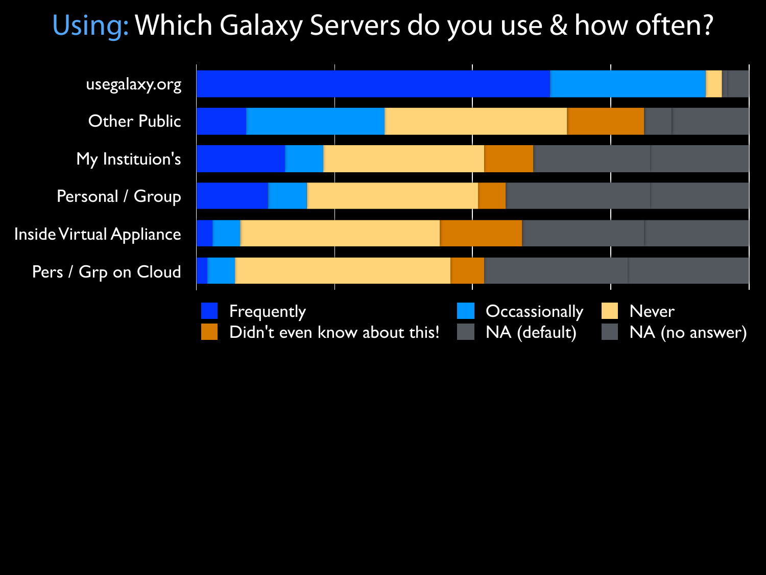# Using: Which Galaxy Servers do you use & how often?

- usegalaxy.org
- Other Public
- My Instituion's
- Personal / Group
- Inside Virtual Appliance
- Pers / Grp on Cloud

Frequently | Occassionally | Never | Didn't even know about this! | NA (default) | NA (no answer)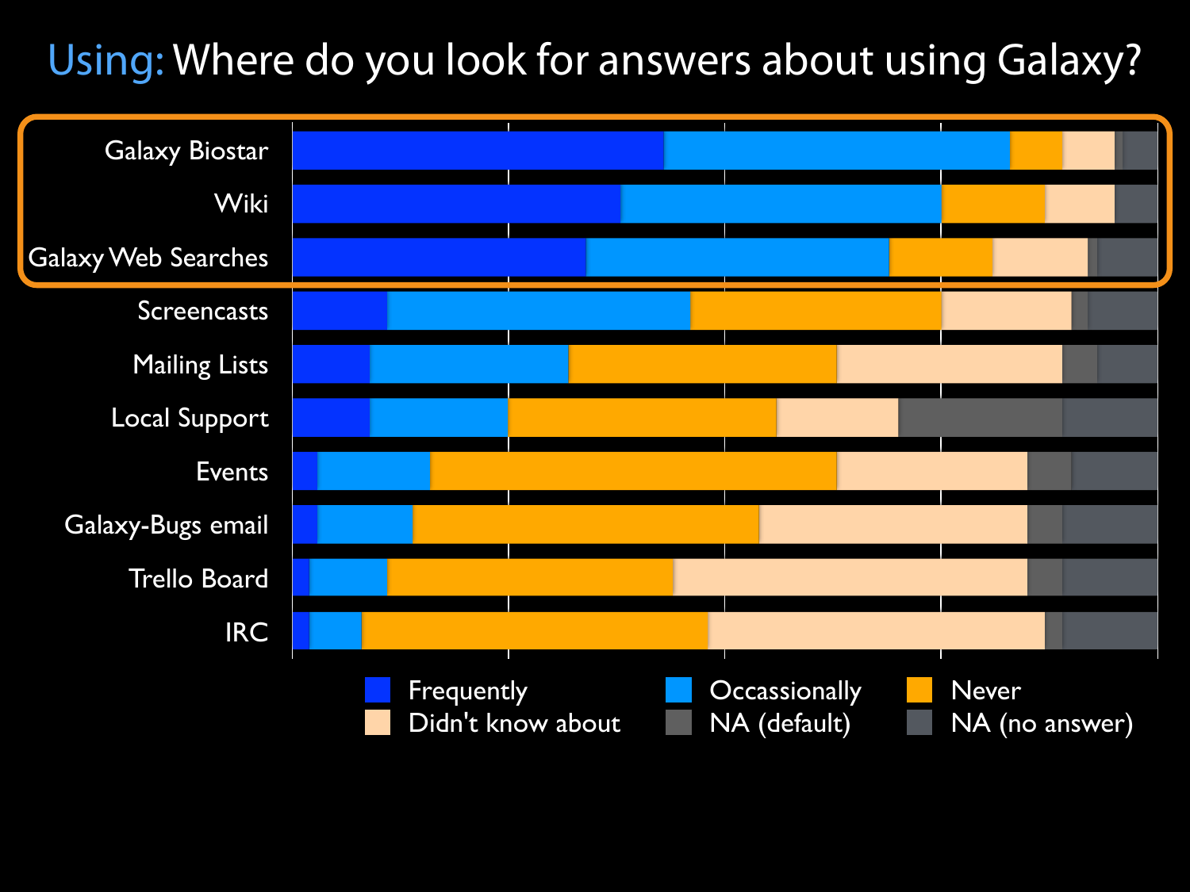# Using: Where do you look for answers about using Galaxy?

- Galaxy Biostar
- Wiki
- Galaxy Web Searches
- Screencasts
- Mailing Lists
- Local Support
- Events
- Galaxy-Bugs email
- Trello Board
- IRC

Frequently | Occassionally | Never | Didn't know about | NA (default) | NA (no answer)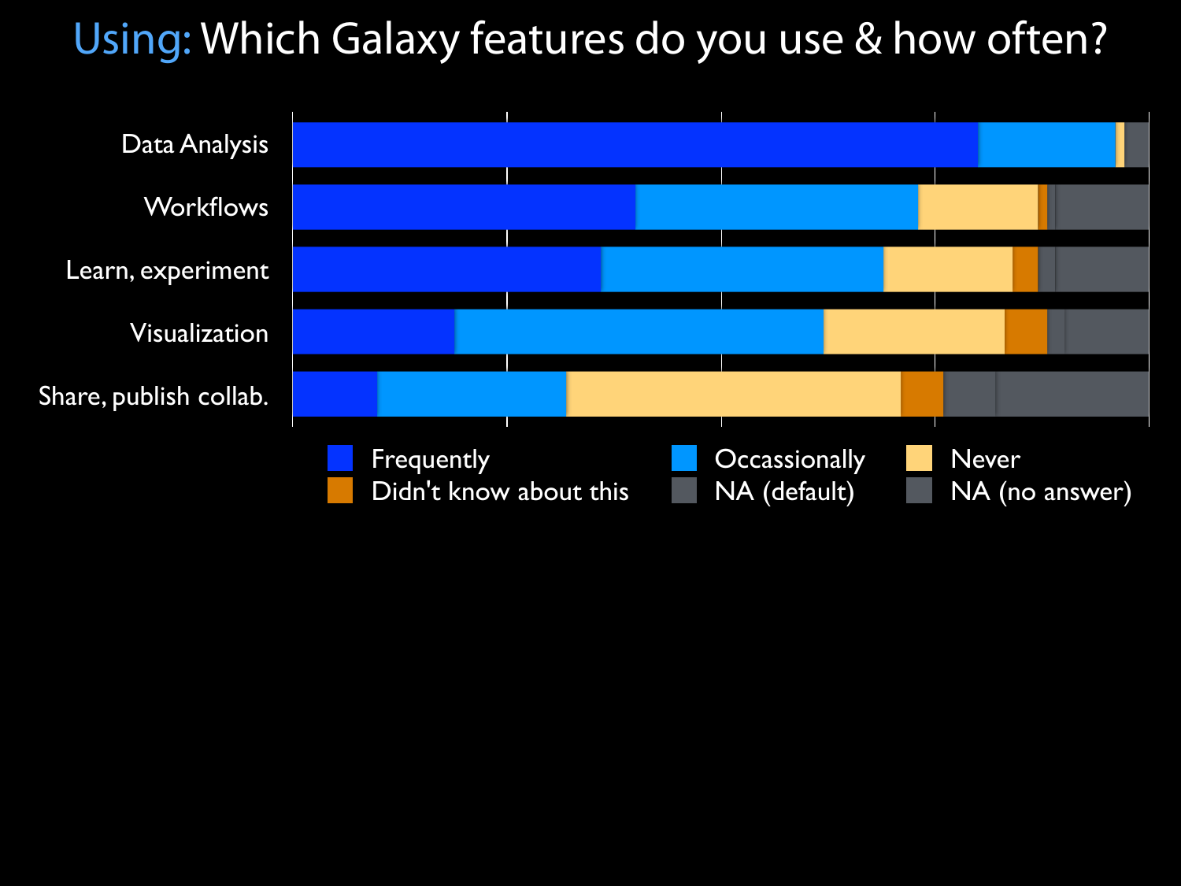# Using: Which Galaxy features do you use & how often?

- Data Analysis
- Workflows
- Learn, experiment
- Visualization
- Share, publish collab.

Frequently | Occassionally | Never | Didn't know about this | NA (default) | NA (no answer)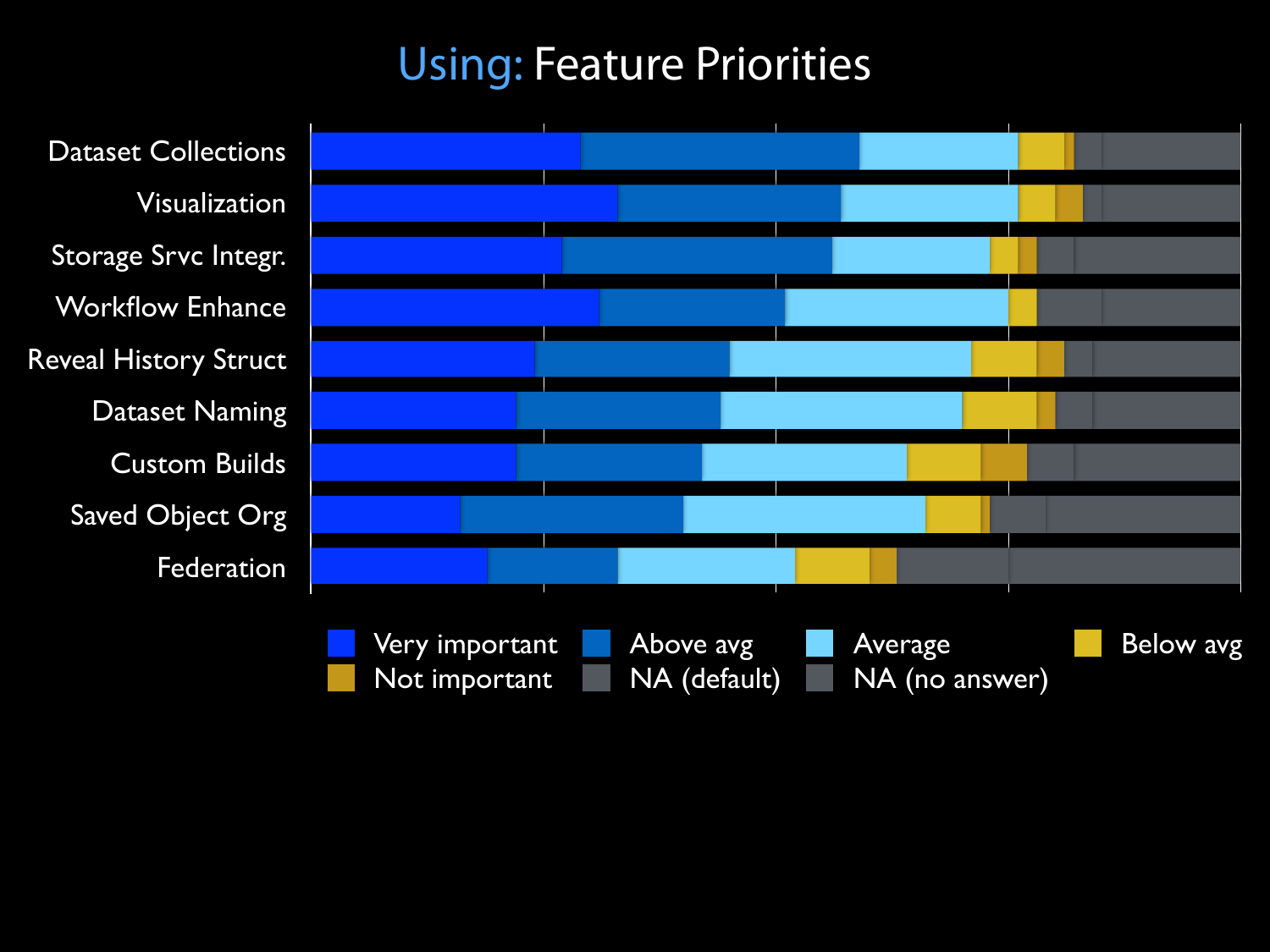# Using: Feature Priorities

Dataset Collections

Visualization

Storage Srvc Integr.

Workflow Enhance

Reveal History Struct

Dataset Naming

Custom Builds

Saved Object Org

Federation

Very important | Above avg | Average | Below avg | Not important | NA (default) | NA (no answer)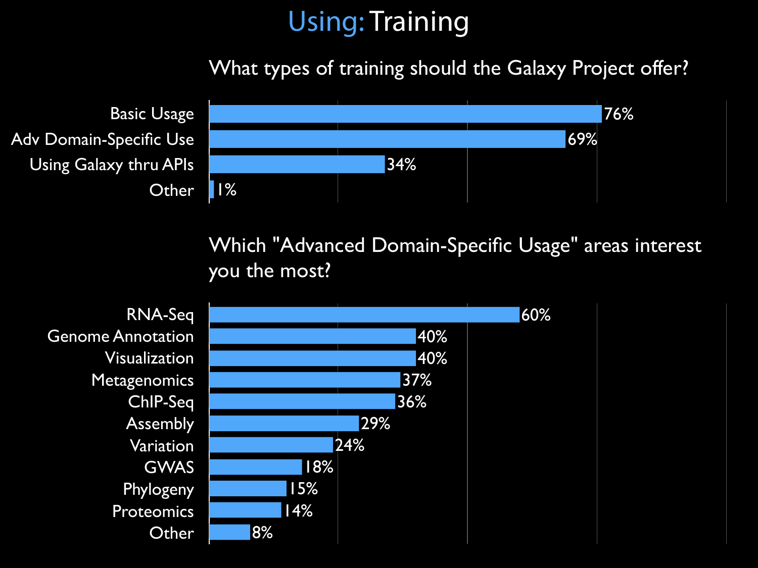# Using: Training

## What types of training should the Galaxy Project offer?

| Type | Percentage |
| --- | --- |
| Basic Usage | 76% |
| Adv Domain-Specific Use | 69% |
| Using Galaxy thru APIs | 34% |
| Other | 1% |

## Which "Advanced Domain-Specific Usage" areas interest you the most?

| Area | Percentage |
| --- | --- |
| RNA-Seq | 60% |
| Genome Annotation | 40% |
| Visualization | 40% |
| Metagenomics | 37% |
| ChIP-Seq | 36% |
| Assembly | 29% |
| Variation | 24% |
| GWAS | 18% |
| Phylogeny | 15% |
| Proteomics | 14% |
| Other | 8% |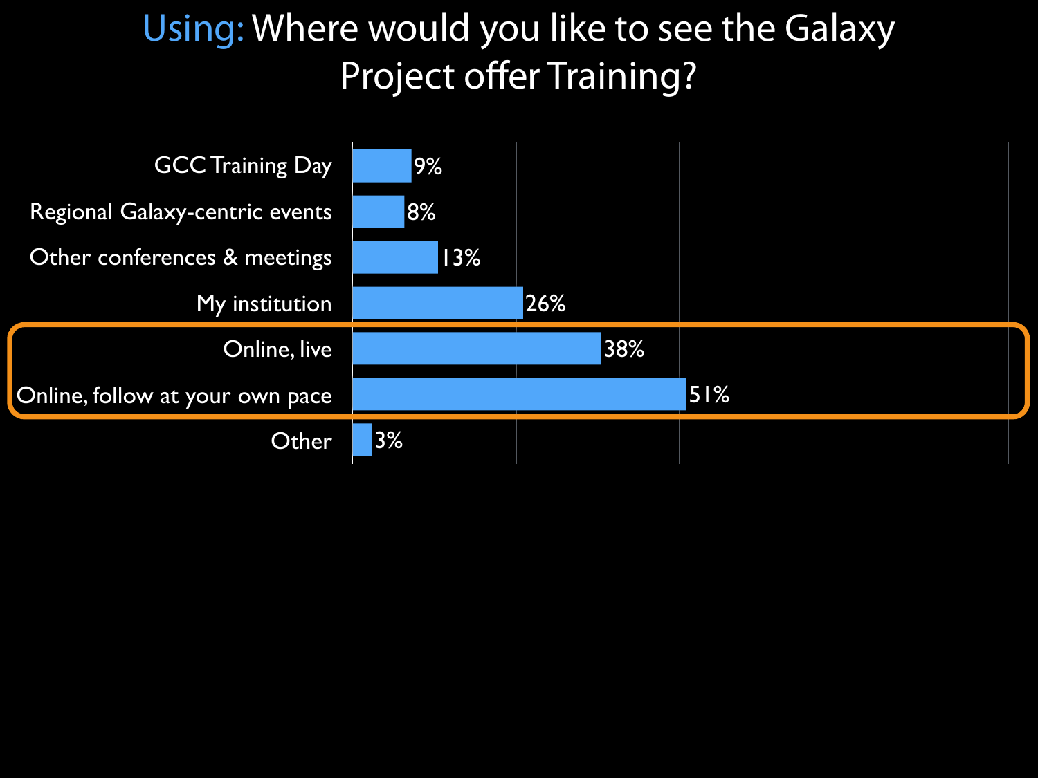# Using: Where would you like to see the Galaxy Project offer Training?

| Option | Percentage |
| --- | --- |
| GCC Training Day | 9% |
| Regional Galaxy-centric events | 8% |
| Other conferences & meetings | 13% |
| My institution | 26% |
| Online, live | 38% |
| Online, follow at your own pace | 51% |
| Other | 3% |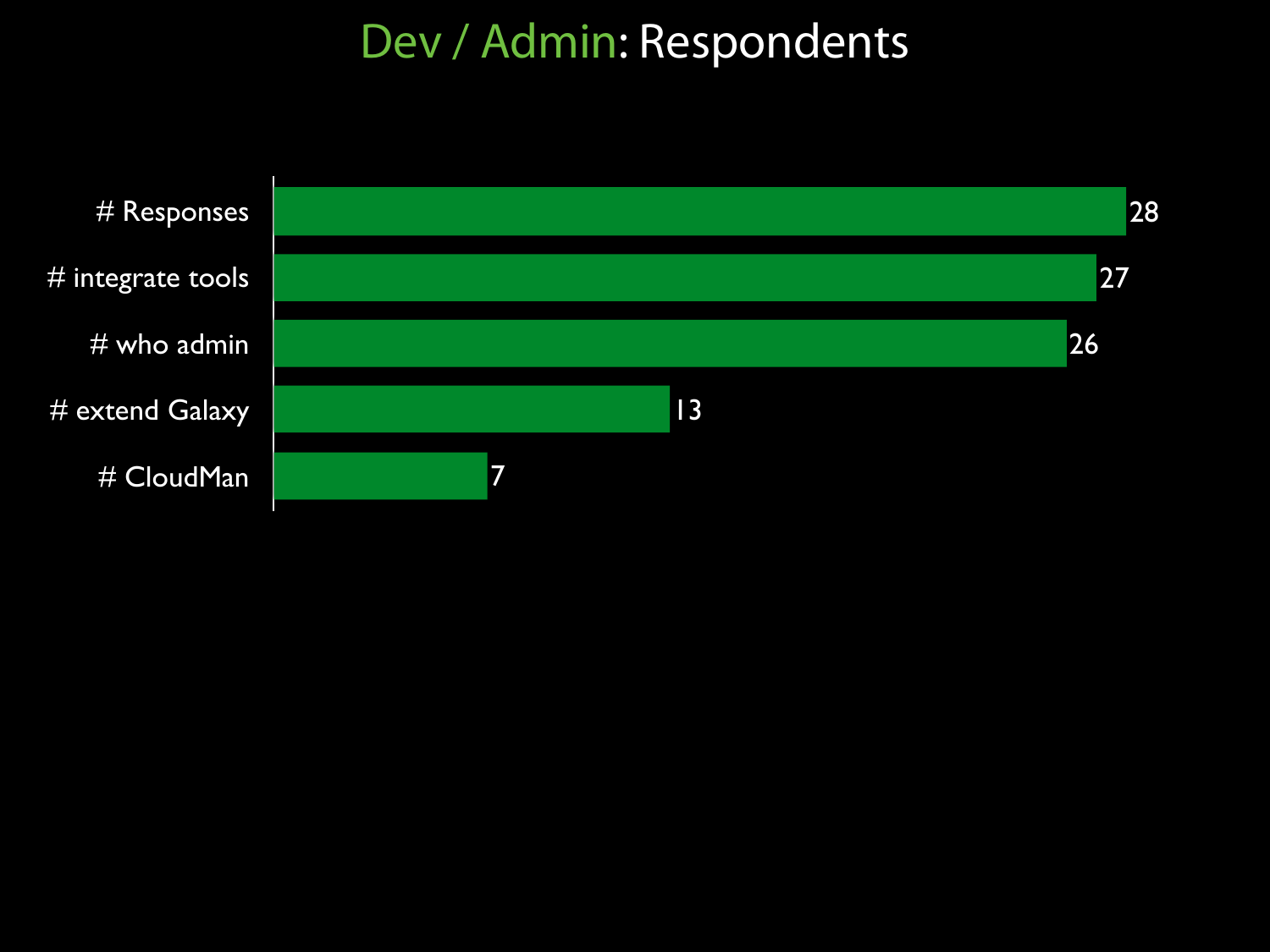# Dev / Admin: Respondents

| | Count |
|---|---|
| # Responses | 28 |
| # integrate tools | 27 |
| # who admin | 26 |
| # extend Galaxy | 13 |
| # CloudMan | 7 |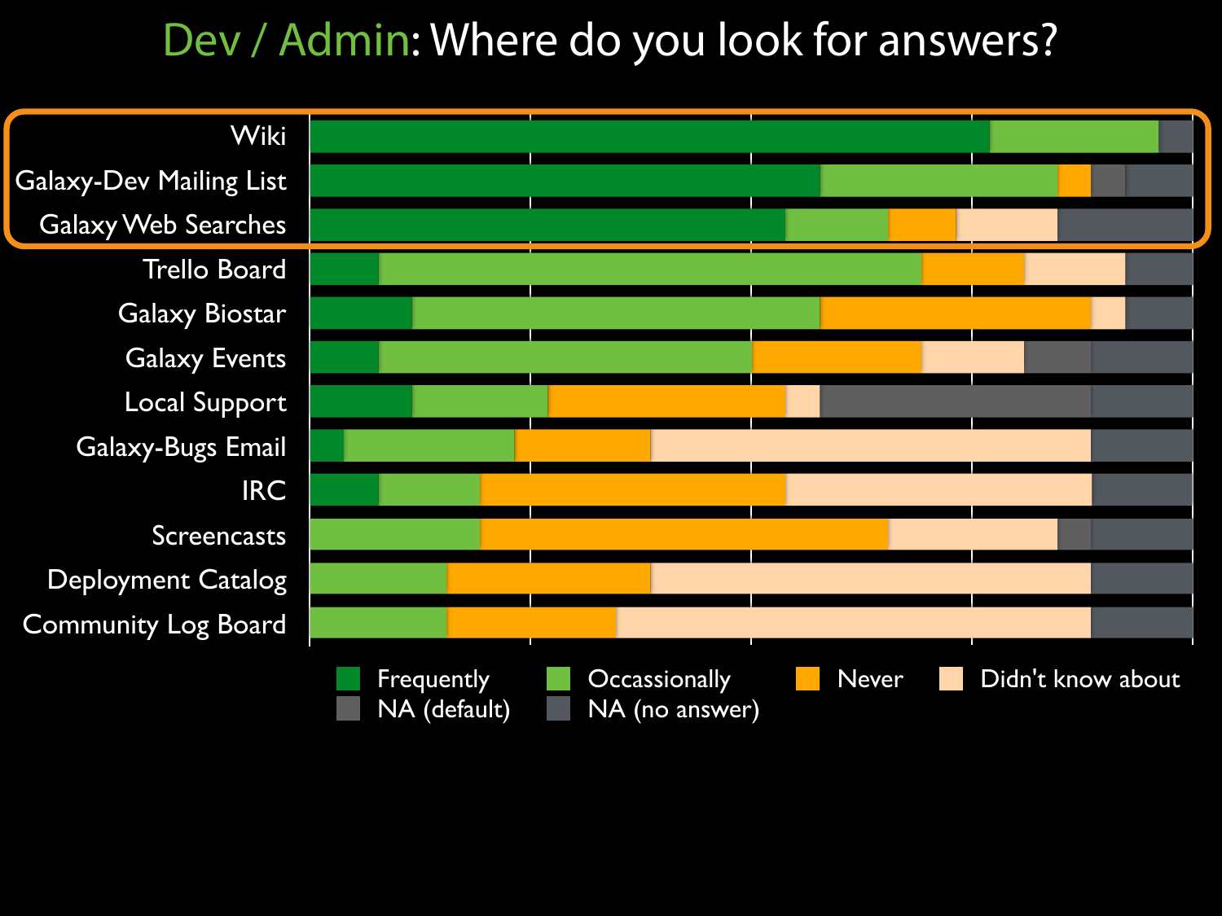# Dev / Admin: Where do you look for answers?

- Wiki
- Galaxy-Dev Mailing List
- Galaxy Web Searches
- Trello Board
- Galaxy Biostar
- Galaxy Events
- Local Support
- Galaxy-Bugs Email
- IRC
- Screencasts
- Deployment Catalog
- Community Log Board

Frequently · Occassionally · Never · Didn't know about · NA (default) · NA (no answer)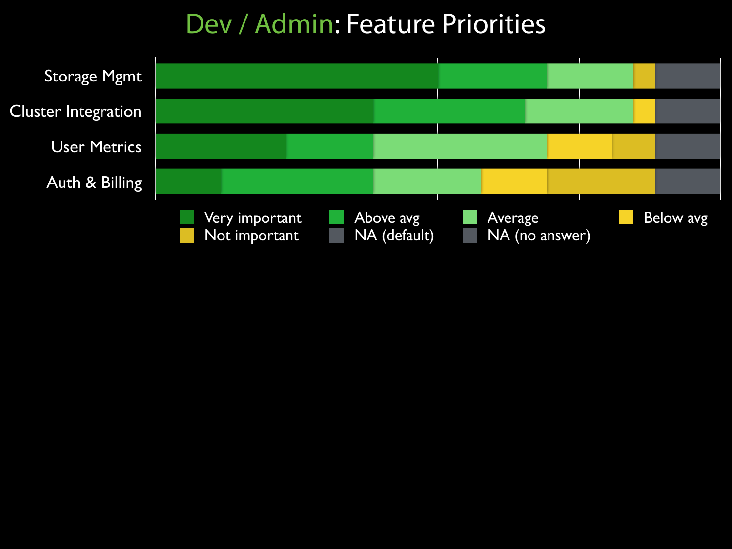# Dev / Admin: Feature Priorities

Storage Mgmt

Cluster Integration

User Metrics

Auth & Billing

Very important · Above avg · Average · Below avg · Not important · NA (default) · NA (no answer)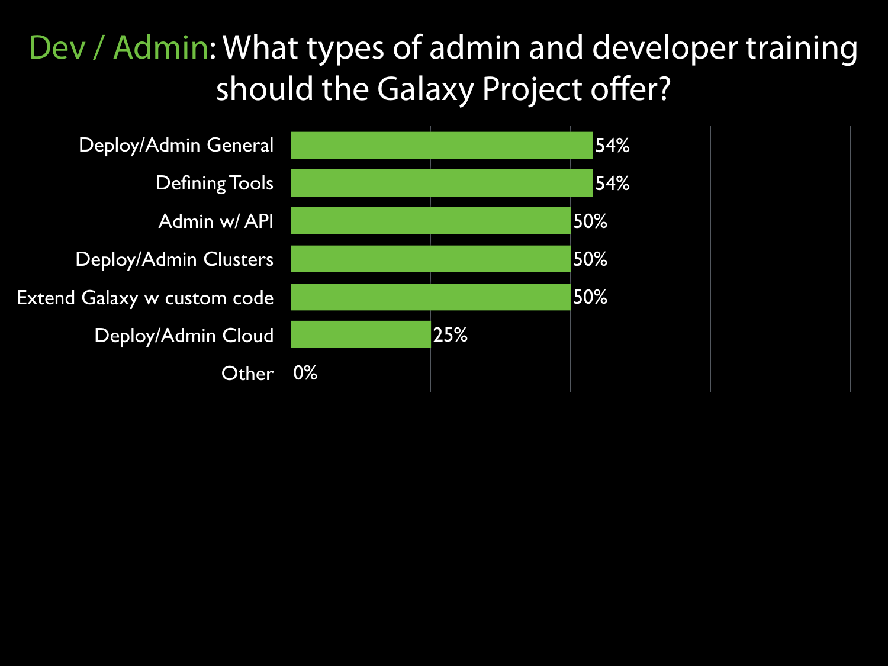# Dev / Admin: What types of admin and developer training should the Galaxy Project offer?

| Training type | Percentage |
| --- | --- |
| Deploy/Admin General | 54% |
| Defining Tools | 54% |
| Admin w/ API | 50% |
| Deploy/Admin Clusters | 50% |
| Extend Galaxy w custom code | 50% |
| Deploy/Admin Cloud | 25% |
| Other | 0% |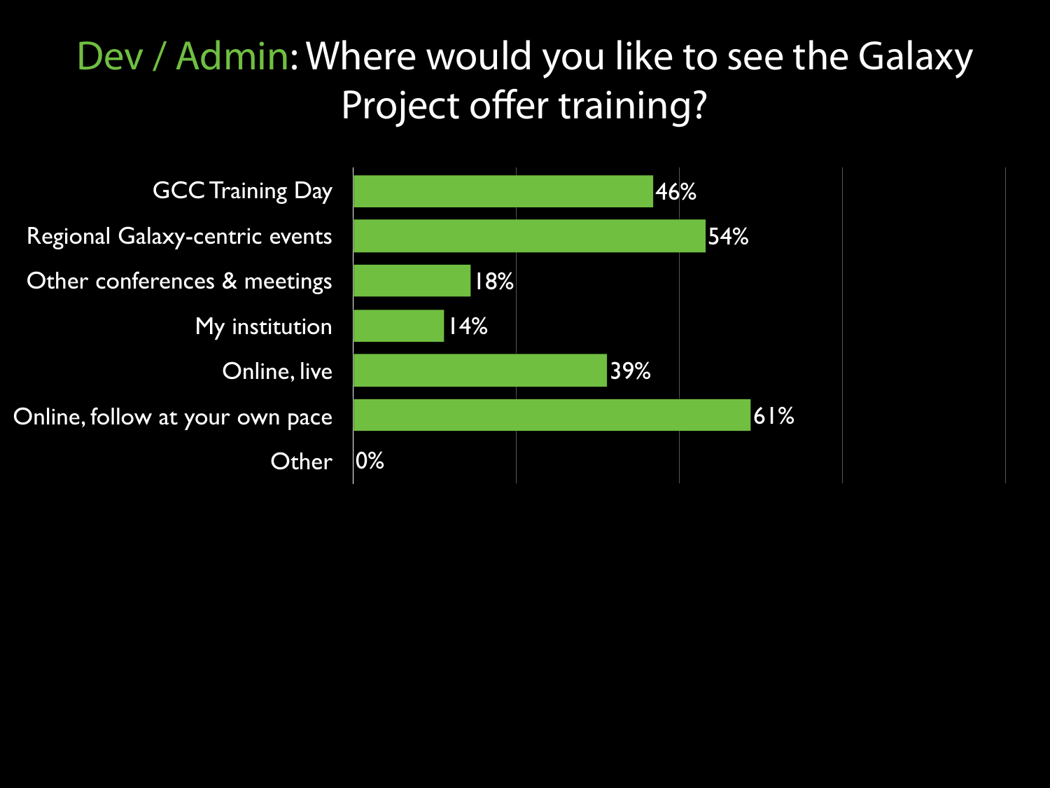# Dev / Admin: Where would you like to see the Galaxy Project offer training?

| Option | Percentage |
| --- | --- |
| GCC Training Day | 46% |
| Regional Galaxy-centric events | 54% |
| Other conferences & meetings | 18% |
| My institution | 14% |
| Online, live | 39% |
| Online, follow at your own pace | 61% |
| Other | 0% |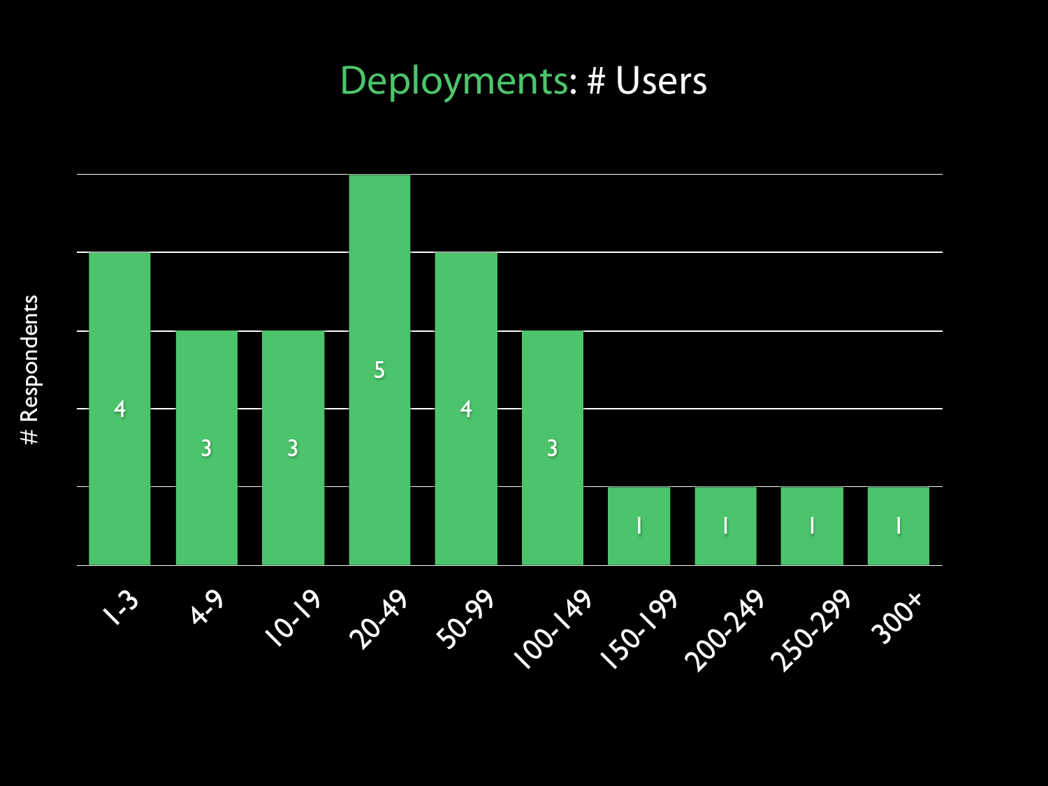# Deployments: # Users

| # Users | # Respondents |
| --- | --- |
| 1-3 | 4 |
| 4-9 | 3 |
| 10-19 | 3 |
| 20-49 | 5 |
| 50-99 | 4 |
| 100-149 | 3 |
| 150-199 | 1 |
| 200-249 | 1 |
| 250-299 | 1 |
| 300+ | 1 |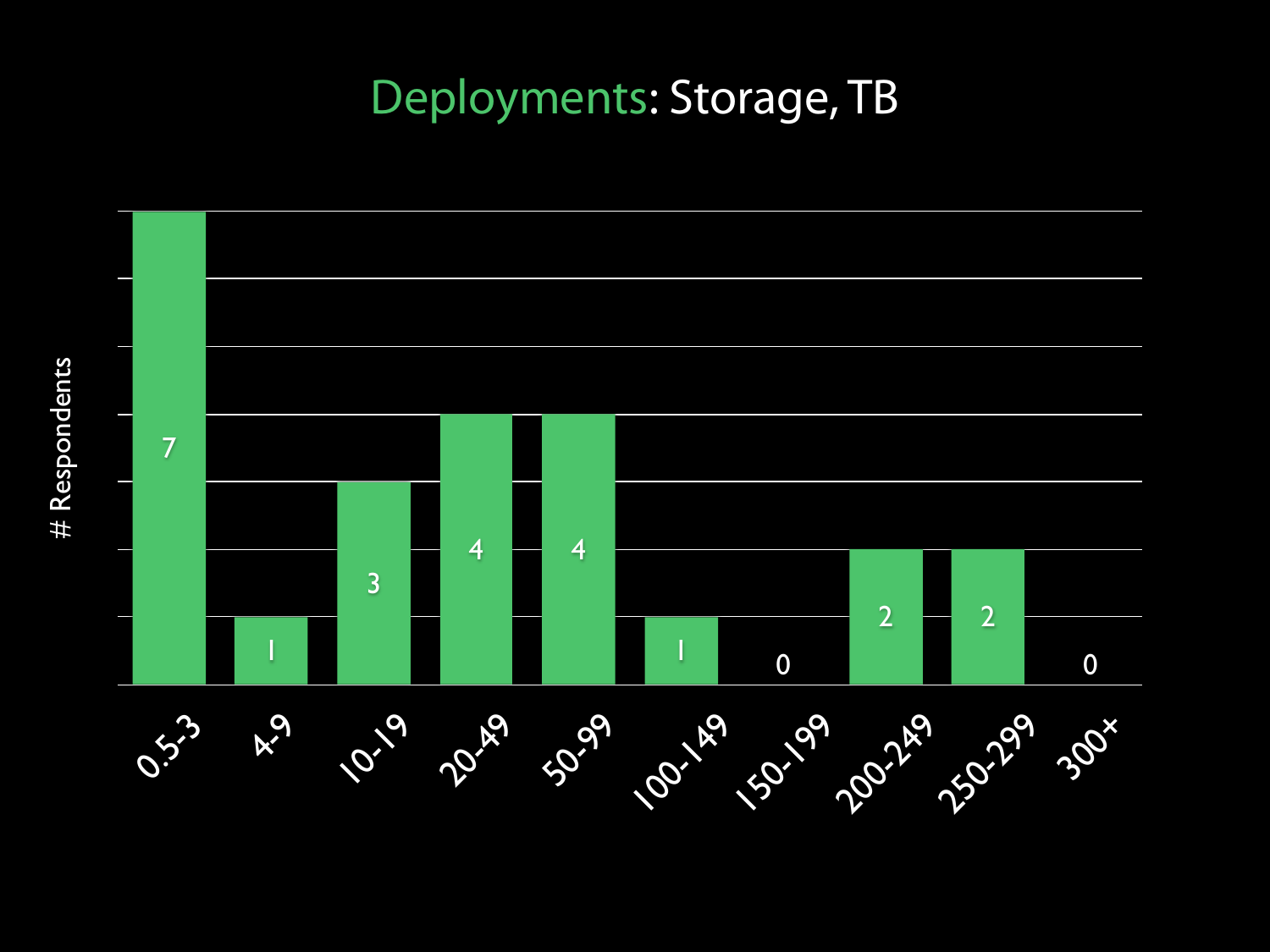# Deployments: Storage, TB

| Storage, TB | # Respondents |
|---|---|
| 0.5-3 | 7 |
| 4-9 | 1 |
| 10-19 | 3 |
| 20-49 | 4 |
| 50-99 | 4 |
| 100-149 | 1 |
| 150-199 | 0 |
| 200-249 | 2 |
| 250-299 | 2 |
| 300+ | 0 |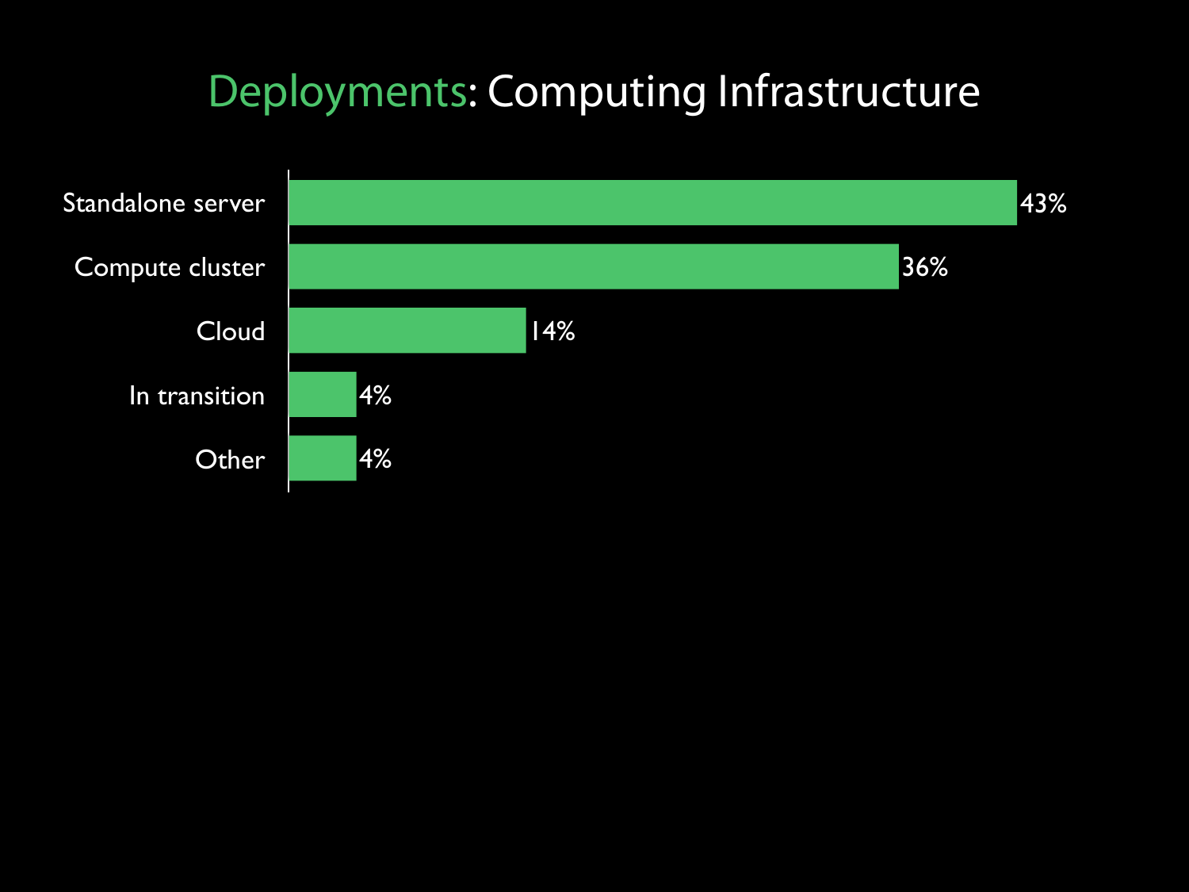# Deployments: Computing Infrastructure

| Infrastructure | Percentage |
|---|---|
| Standalone server | 43% |
| Compute cluster | 36% |
| Cloud | 14% |
| In transition | 4% |
| Other | 4% |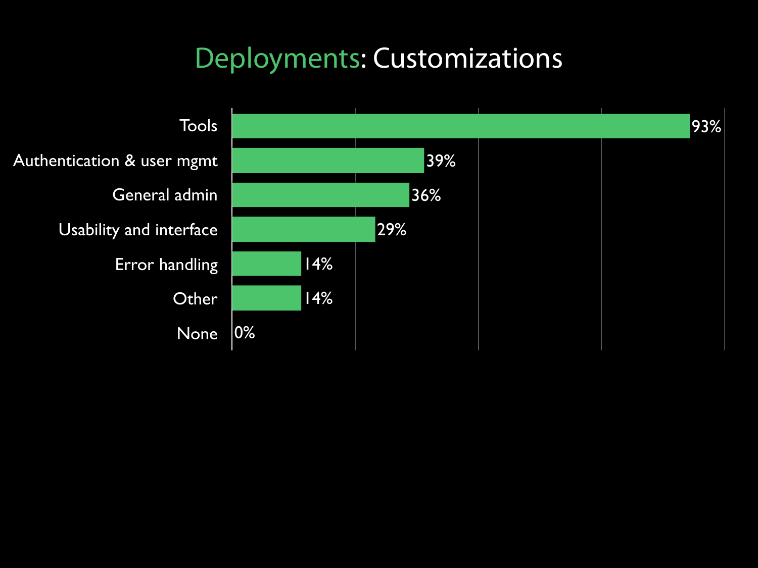# Deployments: Customizations

| Customization | Percentage |
| --- | --- |
| Tools | 93% |
| Authentication & user mgmt | 39% |
| General admin | 36% |
| Usability and interface | 29% |
| Error handling | 14% |
| Other | 14% |
| None | 0% |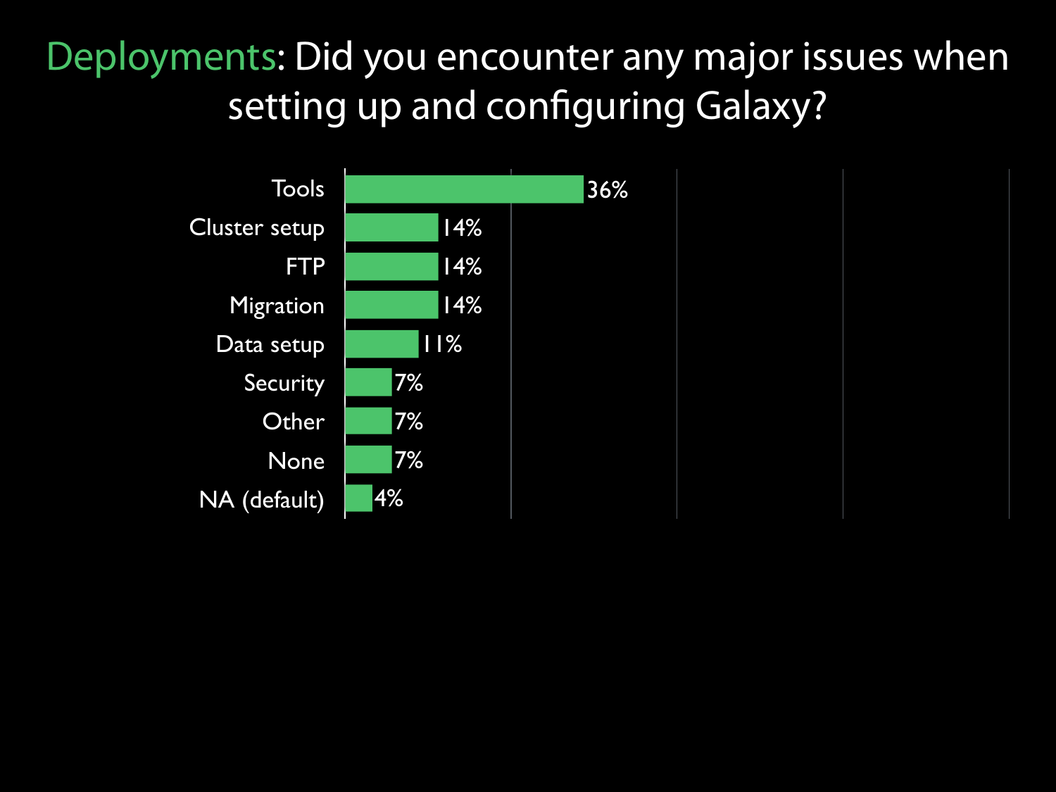# Deployments: Did you encounter any major issues when setting up and configuring Galaxy?

| Issue | Percentage |
| --- | --- |
| Tools | 36% |
| Cluster setup | 14% |
| FTP | 14% |
| Migration | 14% |
| Data setup | 11% |
| Security | 7% |
| Other | 7% |
| None | 7% |
| NA (default) | 4% |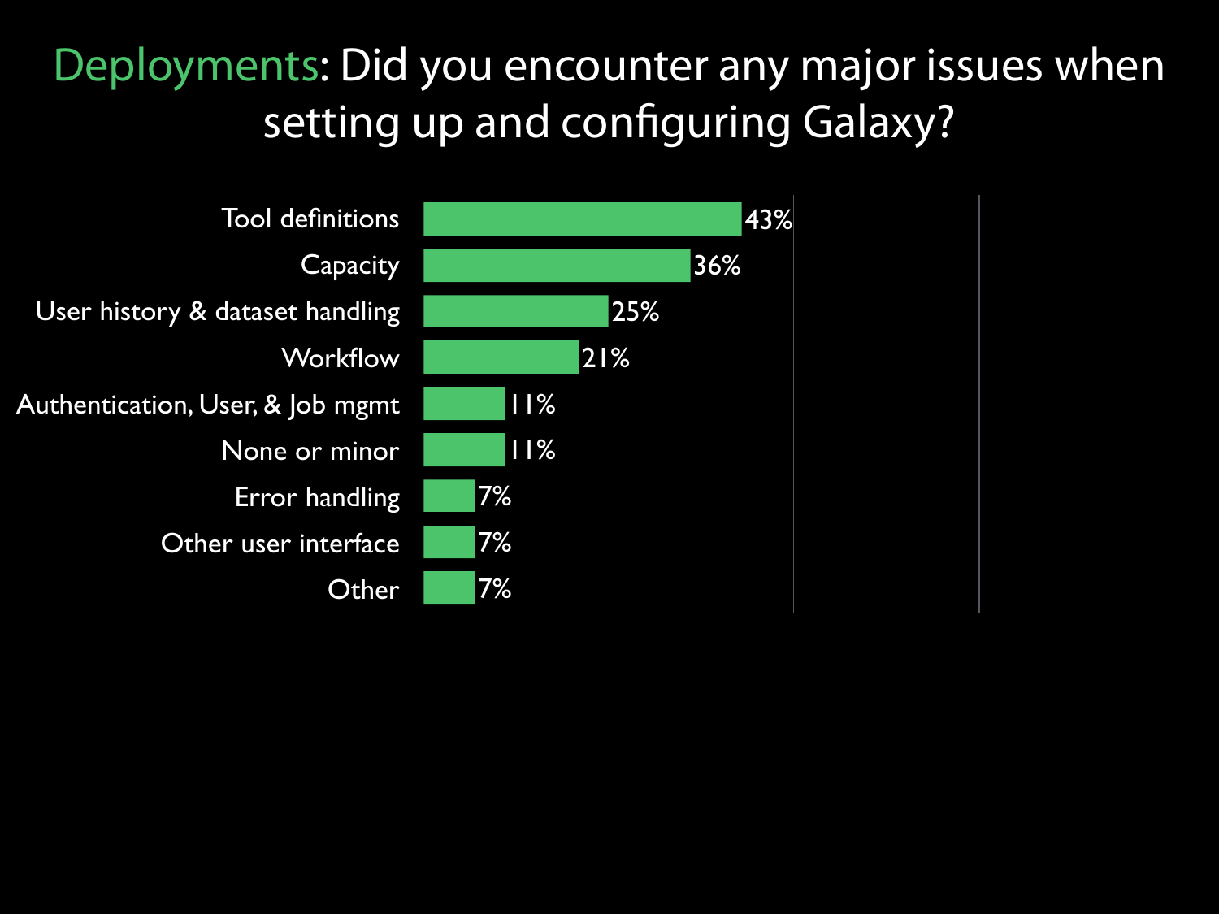# Deployments: Did you encounter any major issues when setting up and configuring Galaxy?

| Issue | Percentage |
| --- | --- |
| Tool definitions | 43% |
| Capacity | 36% |
| User history & dataset handling | 25% |
| Workflow | 21% |
| Authentication, User, & Job mgmt | 11% |
| None or minor | 11% |
| Error handling | 7% |
| Other user interface | 7% |
| Other | 7% |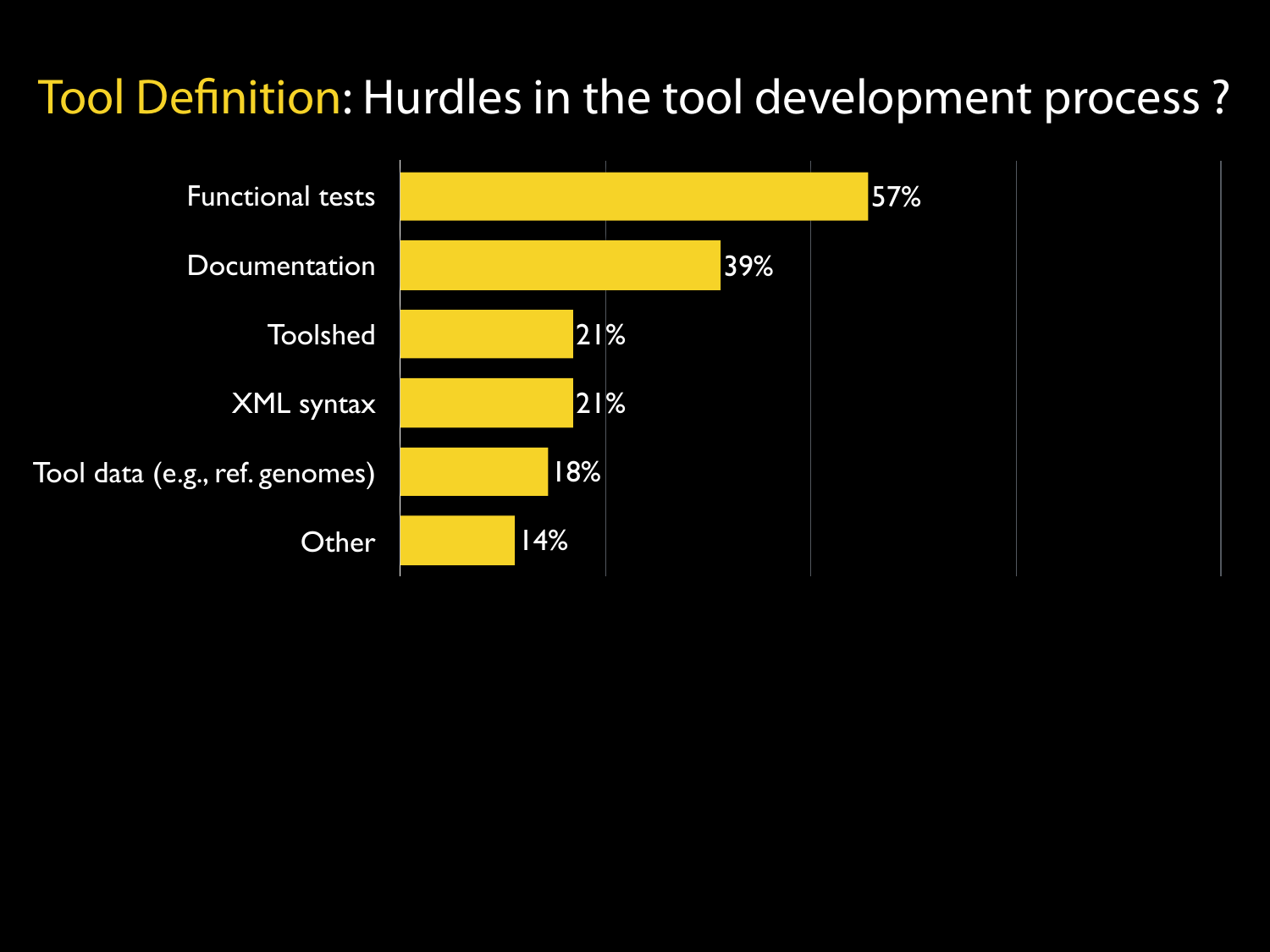# Tool Definition: Hurdles in the tool development process ?

| Hurdle | Percentage |
|---|---|
| Functional tests | 57% |
| Documentation | 39% |
| Toolshed | 21% |
| XML syntax | 21% |
| Tool data (e.g., ref. genomes) | 18% |
| Other | 14% |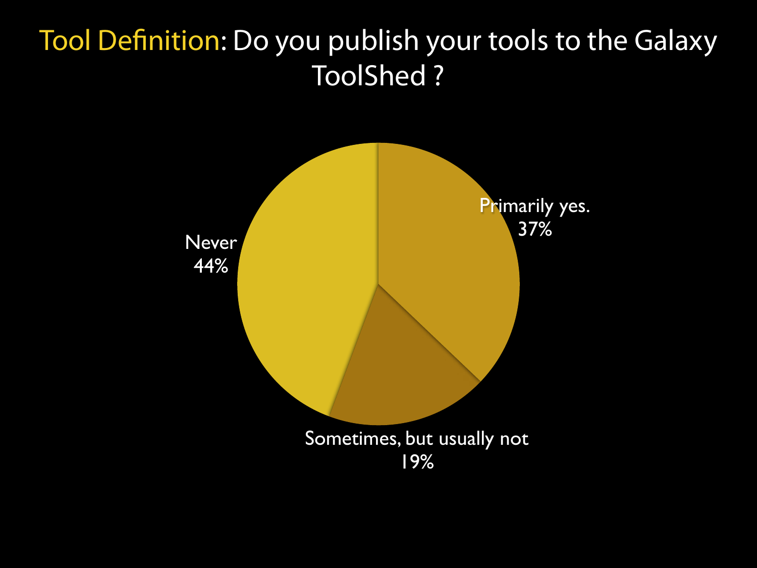# Tool Definition: Do you publish your tools to the Galaxy ToolShed ?

- Primarily yes. 37%
- Sometimes, but usually not 19%
- Never 44%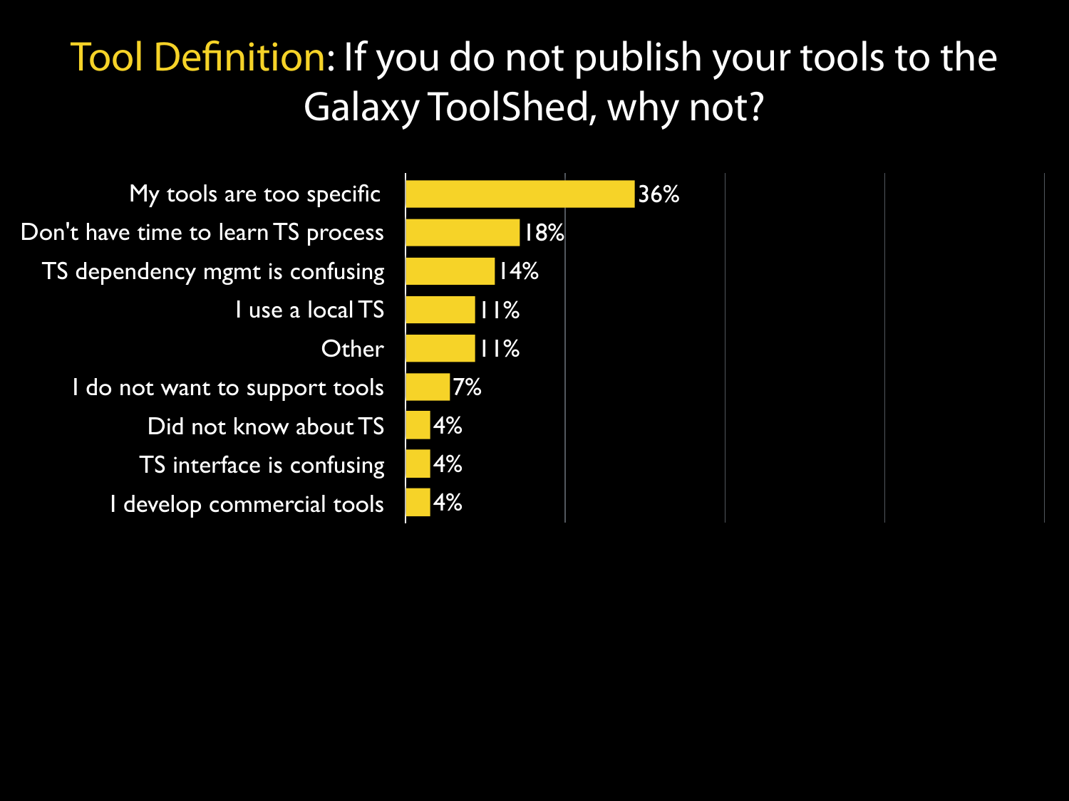# Tool Definition: If you do not publish your tools to the Galaxy ToolShed, why not?

| Reason | Percentage |
| --- | --- |
| My tools are too specific | 36% |
| Don't have time to learn TS process | 18% |
| TS dependency mgmt is confusing | 14% |
| I use a local TS | 11% |
| Other | 11% |
| I do not want to support tools | 7% |
| Did not know about TS | 4% |
| TS interface is confusing | 4% |
| I develop commercial tools | 4% |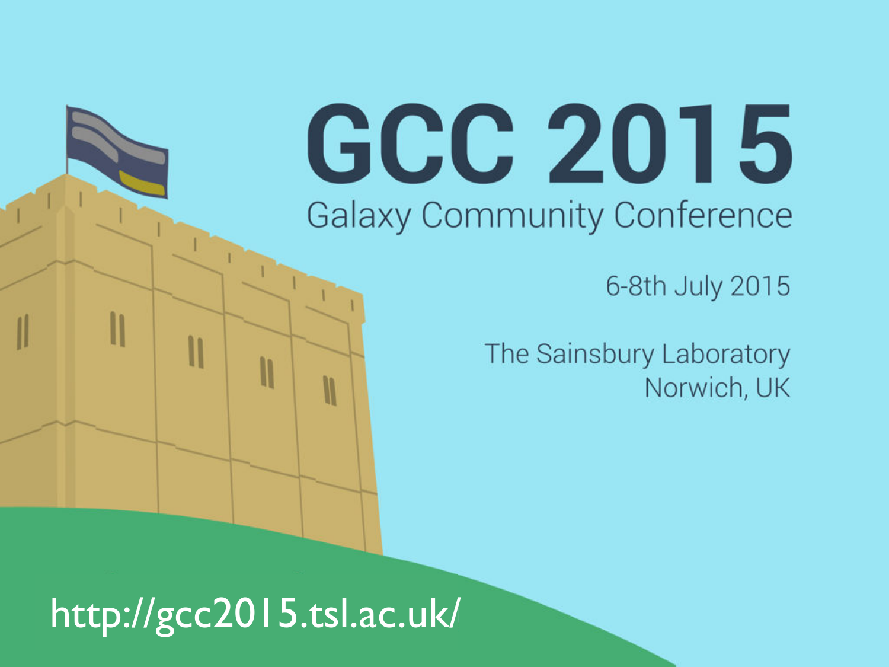# GCC 2015

## Galaxy Community Conference

6-8th July 2015

The Sainsbury Laboratory
Norwich, UK

http://gcc2015.tsl.ac.uk/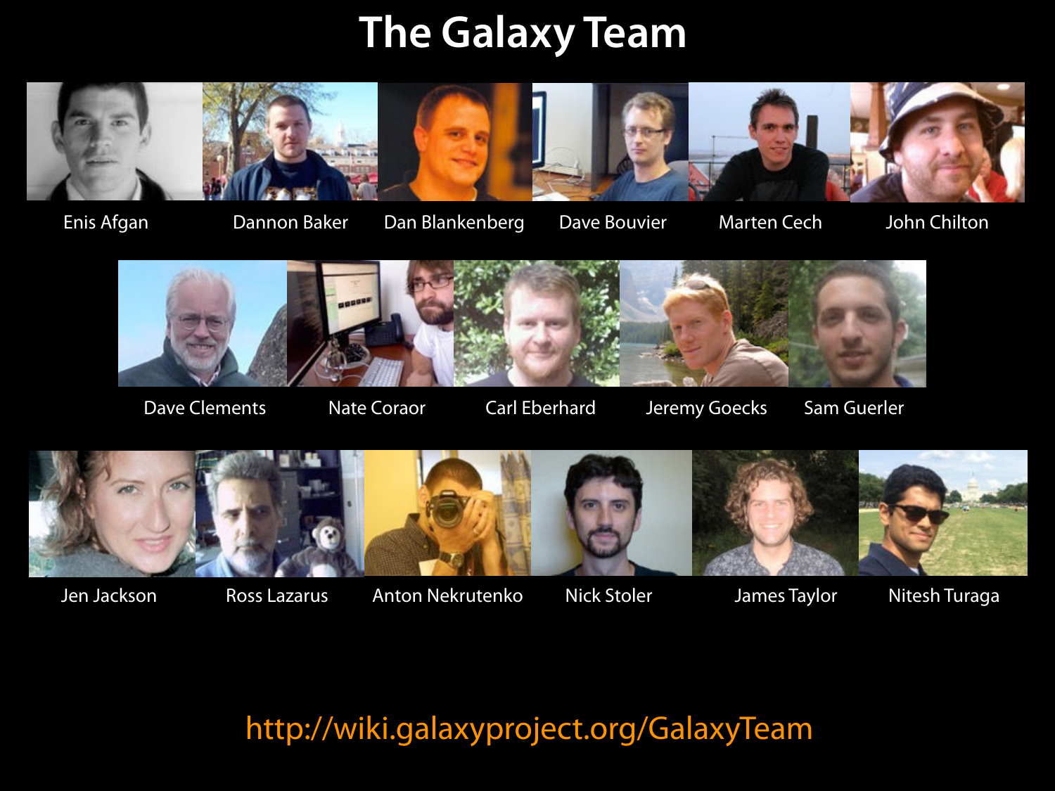# The Galaxy Team

Enis Afgan, Dannon Baker, Dan Blankenberg, Dave Bouvier, Marten Cech, John Chilton

Dave Clements, Nate Coraor, Carl Eberhard, Jeremy Goecks, Sam Guerler

Jen Jackson, Ross Lazarus, Anton Nekrutenko, Nick Stoler, James Taylor, Nitesh Turaga

http://wiki.galaxyproject.org/GalaxyTeam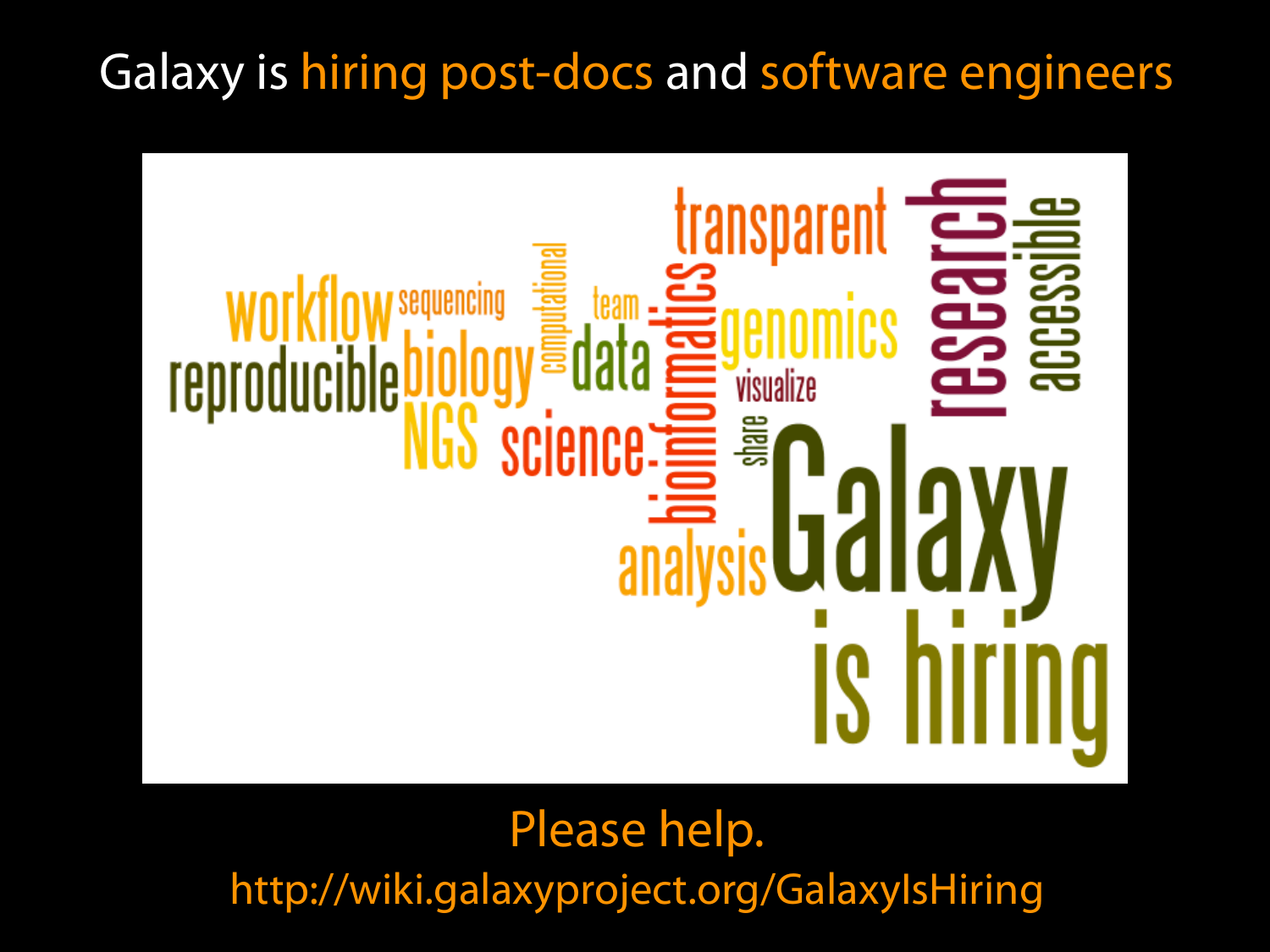# Galaxy is hiring post-docs and software engineers

workflow sequencing computational team transparent research accessible reproducible biology data bioinformatics genomics visualize NGS science share Galaxy analysis is hiring

Please help.

http://wiki.galaxyproject.org/GalaxyIsHiring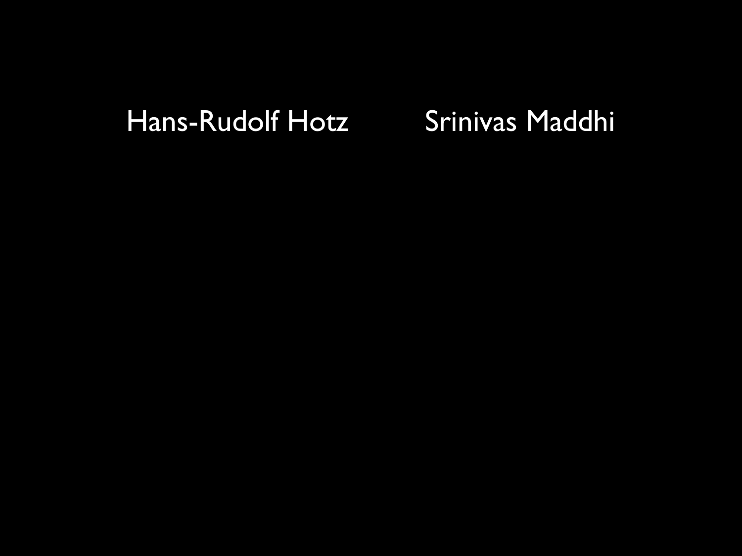Hans-Rudolf Hotz

Srinivas Maddhi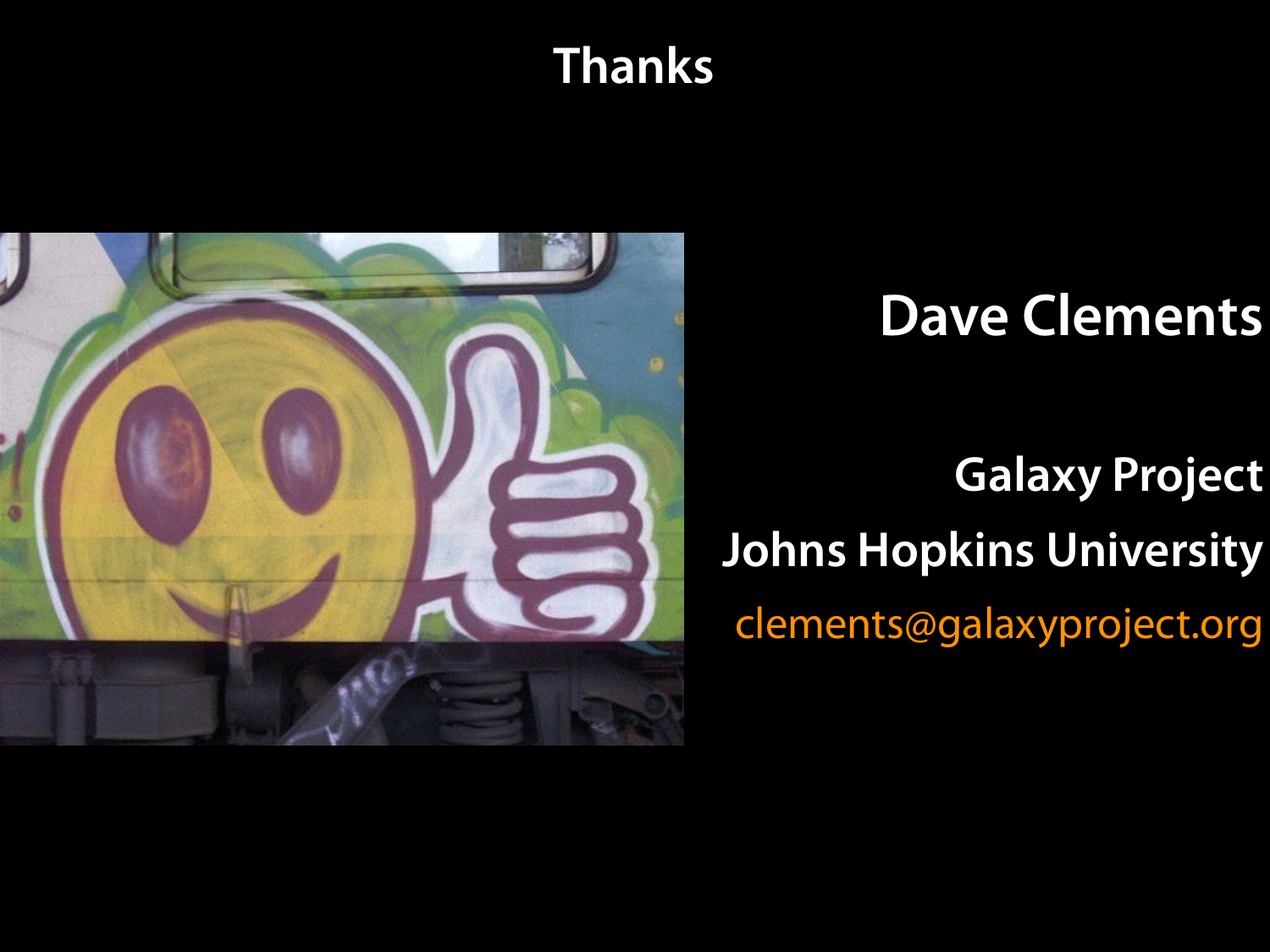# Thanks

## Dave Clements

**Galaxy Project**

**Johns Hopkins University**

clements@galaxyproject.org